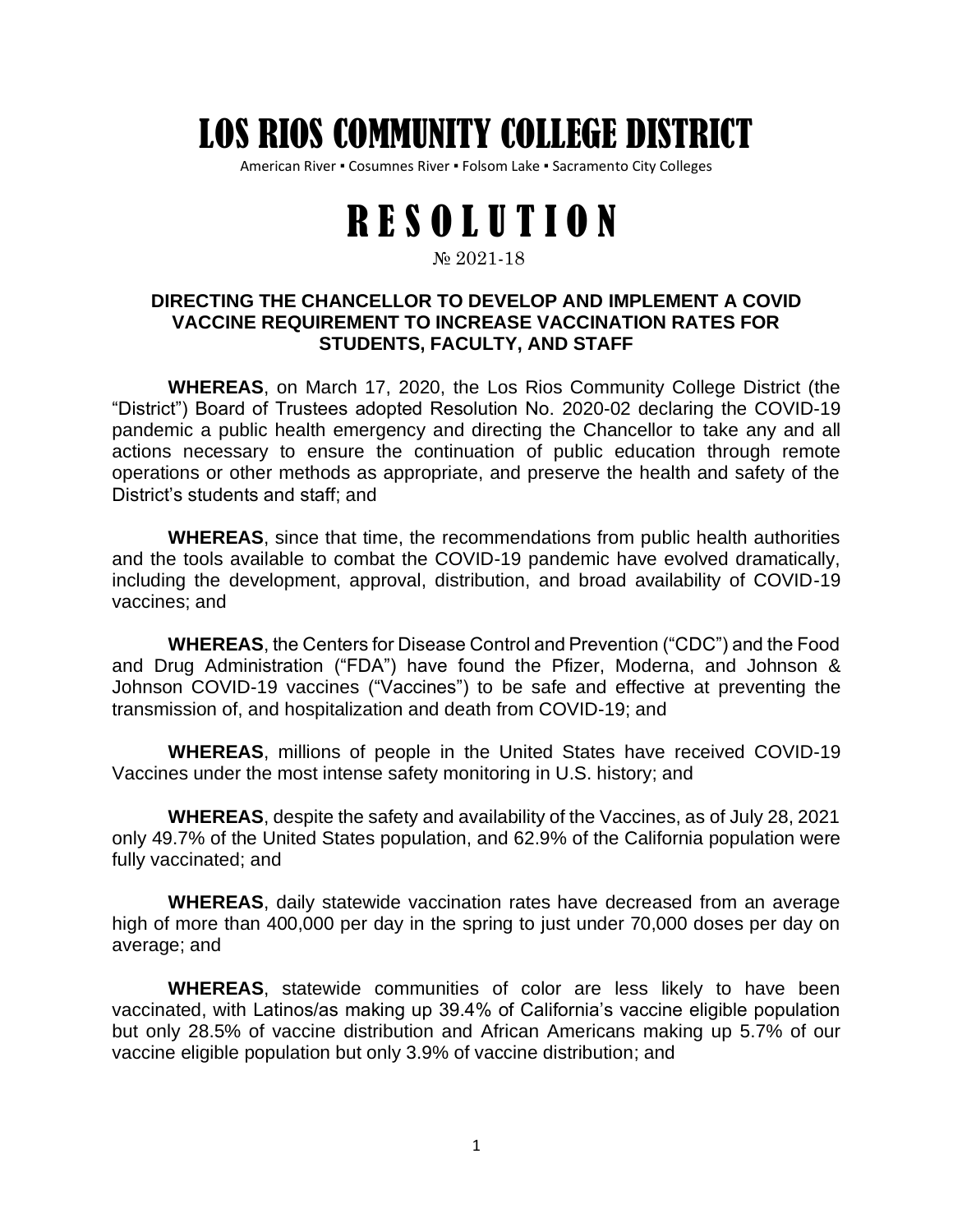# LOS RIOS COMMUNITY COLLEGE DISTRICT

American River ▪ Cosumnes River ▪ Folsom Lake ▪ Sacramento City Colleges

# RESOLUTION

№ 2021-18

### DIRECTING THE CHANCELLOR TO DEVELOP AND IMPLEMENT A COVID VACCINE REQUIREMENT TO INCREASE VACCINATION RATES FOR STUDENTS, FACULTY, AND STAFF

**WHEREAS**, on March 17, 2020, the Los Rios Community College District (the "District") Board of Trustees adopted Resolution No. 2020-02 declaring the COVID-19 pandemic a public health emergency and directing the Chancellor to take any and all actions necessary to ensure the continuation of public education through remote operations or other methods as appropriate, and preserve the health and safety of the District's students and staff; and

**WHEREAS**, since that time, the recommendations from public health authorities and the tools available to combat the COVID-19 pandemic have evolved dramatically, including the development, approval, distribution, and broad availability of COVID-19 vaccines; and

**WHEREAS**, the Centers for Disease Control and Prevention ("CDC") and the Food and Drug Administration ("FDA") have found the Pfizer, Moderna, and Johnson & Johnson COVID-19 vaccines ("Vaccines") to be safe and effective at preventing the transmission of, and hospitalization and death from COVID-19; and

**WHEREAS**, millions of people in the United States have received COVID-19 Vaccines under the most intense safety monitoring in U.S. history; and

**WHEREAS**, despite the safety and availability of the Vaccines, as of July 28, 2021 only 49.7% of the United States population, and 62.9% of the California population were fully vaccinated; and

**WHEREAS**, daily statewide vaccination rates have decreased from an average high of more than 400,000 per day in the spring to just under 70,000 doses per day on average; and

**WHEREAS**, statewide communities of color are less likely to have been vaccinated, with Latinos/as making up 39.4% of California's vaccine eligible population but only 28.5% of vaccine distribution and African Americans making up 5.7% of our vaccine eligible population but only 3.9% of vaccine distribution; and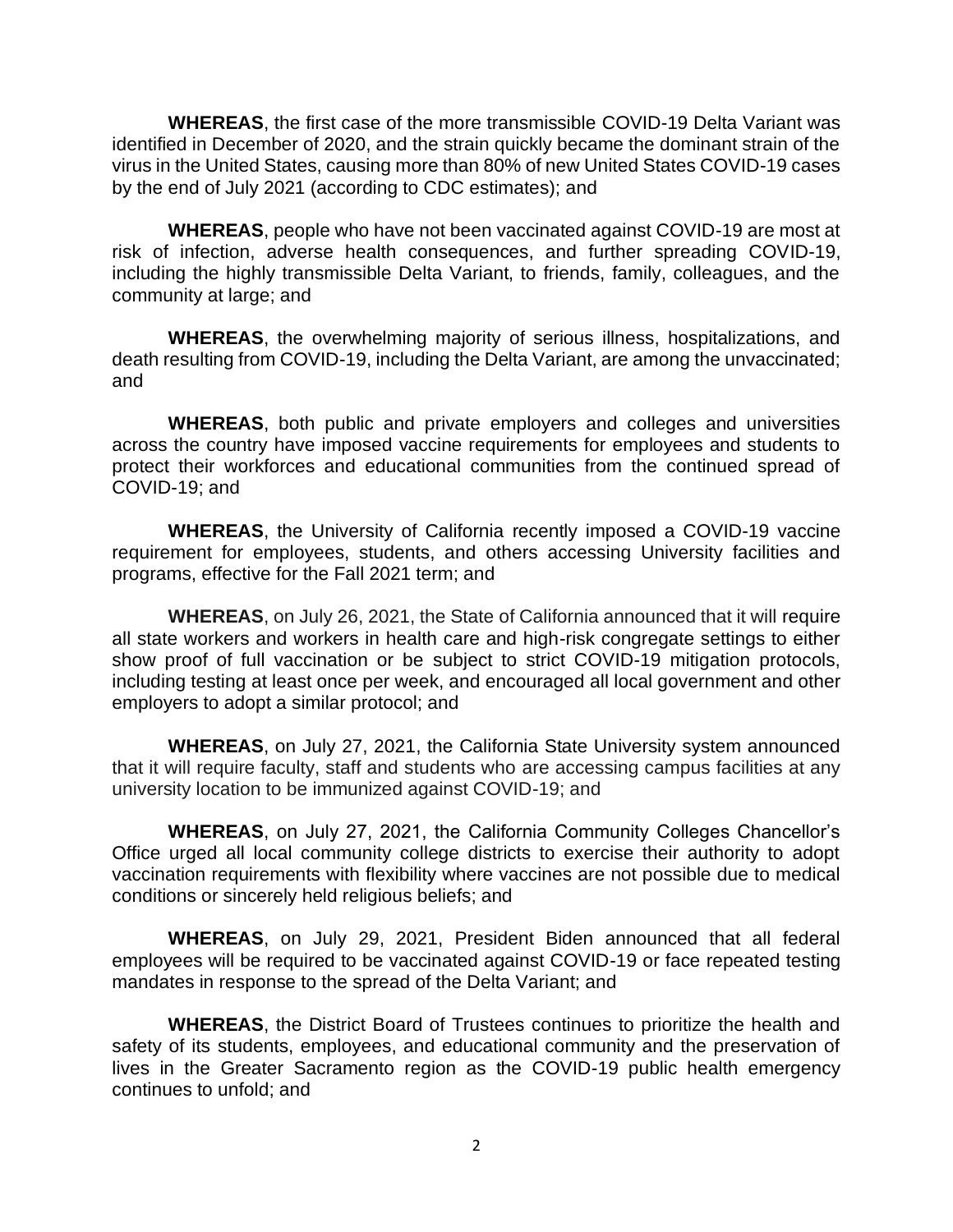**WHEREAS**, the first case of the more transmissible COVID-19 Delta Variant was identified in December of 2020, and the strain quickly became the dominant strain of the virus in the United States, causing more than 80% of new United States COVID-19 cases by the end of July 2021 (according to CDC estimates); and

**WHEREAS**, people who have not been vaccinated against COVID-19 are most at risk of infection, adverse health consequences, and further spreading COVID-19, including the highly transmissible Delta Variant, to friends, family, colleagues, and the community at large; and

**WHEREAS**, the overwhelming majority of serious illness, hospitalizations, and death resulting from COVID-19, including the Delta Variant, are among the unvaccinated; and

**WHEREAS**, both public and private employers and colleges and universities across the country have imposed vaccine requirements for employees and students to protect their workforces and educational communities from the continued spread of COVID-19; and

**WHEREAS**, the University of California recently imposed a COVID-19 vaccine requirement for employees, students, and others accessing University facilities and programs, effective for the Fall 2021 term; and

**WHEREAS**, on July 26, 2021, the State of California announced that it will require all state workers and workers in health care and high-risk congregate settings to either show proof of full vaccination or be subject to strict COVID-19 mitigation protocols, including testing at least once per week, and encouraged all local government and other employers to adopt a similar protocol; and

**WHEREAS**, on July 27, 2021, the California State University system announced that it will require faculty, staff and students who are accessing campus facilities at any university location to be immunized against COVID-19; and

**WHEREAS**, on July 27, 2021, the California Community Colleges Chancellor's Office urged all local community college districts to exercise their authority to adopt vaccination requirements with flexibility where vaccines are not possible due to medical conditions or sincerely held religious beliefs; and

**WHEREAS**, on July 29, 2021, President Biden announced that all federal employees will be required to be vaccinated against COVID-19 or face repeated testing mandates in response to the spread of the Delta Variant; and

**WHEREAS**, the District Board of Trustees continues to prioritize the health and safety of its students, employees, and educational community and the preservation of lives in the Greater Sacramento region as the COVID-19 public health emergency continues to unfold; and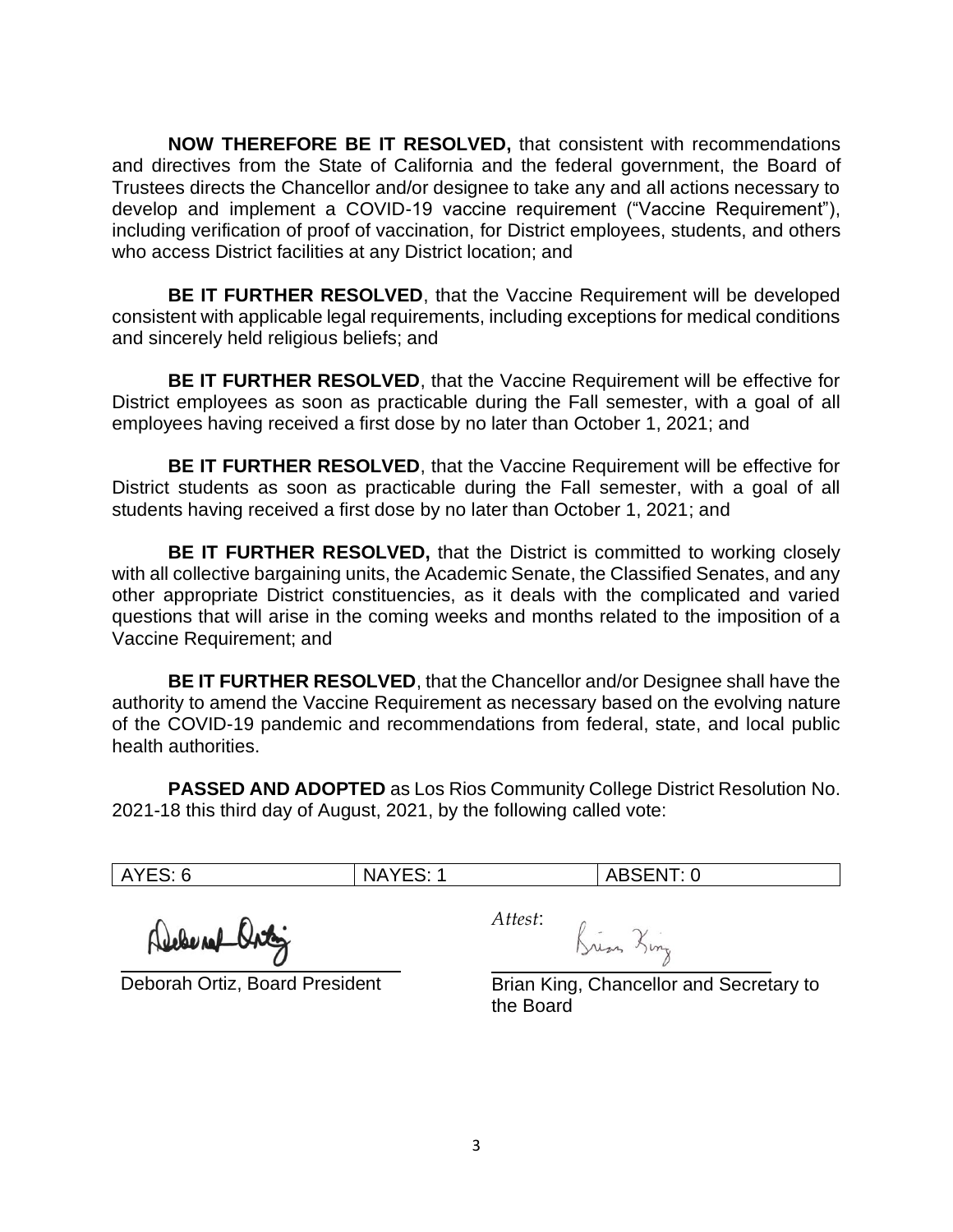**NOW THEREFORE BE IT RESOLVED,** that consistent with recommendations and directives from the State of California and the federal government, the Board of Trustees directs the Chancellor and/or designee to take any and all actions necessary to develop and implement a COVID-19 vaccine requirement ("Vaccine Requirement"), including verification of proof of vaccination, for District employees, students, and others who access District facilities at any District location; and

**BE IT FURTHER RESOLVED**, that the Vaccine Requirement will be developed consistent with applicable legal requirements, including exceptions for medical conditions and sincerely held religious beliefs; and

**BE IT FURTHER RESOLVED**, that the Vaccine Requirement will be effective for District employees as soon as practicable during the Fall semester, with a goal of all employees having received a first dose by no later than October 1, 2021; and

**BE IT FURTHER RESOLVED**, that the Vaccine Requirement will be effective for District students as soon as practicable during the Fall semester, with a goal of all students having received a first dose by no later than October 1, 2021; and

**BE IT FURTHER RESOLVED,** that the District is committed to working closely with all collective bargaining units, the Academic Senate, the Classified Senates, and any other appropriate District constituencies, as it deals with the complicated and varied questions that will arise in the coming weeks and months related to the imposition of a Vaccine Requirement; and

**BE IT FURTHER RESOLVED**, that the Chancellor and/or Designee shall have the authority to amend the Vaccine Requirement as necessary based on the evolving nature of the COVID-19 pandemic and recommendations from federal, state, and local public health authorities.

**PASSED AND ADOPTED** as Los Rios Community College District Resolution No. 2021-18 this third day of August, 2021, by the following called vote:

| | | |
|---|---|---|
| AYES: 6 | NAYES: 1 | ABSENT: 0 |

Deborah Ortiz, Board President

*Attest*:

Brian King, Chancellor and Secretary to the Board